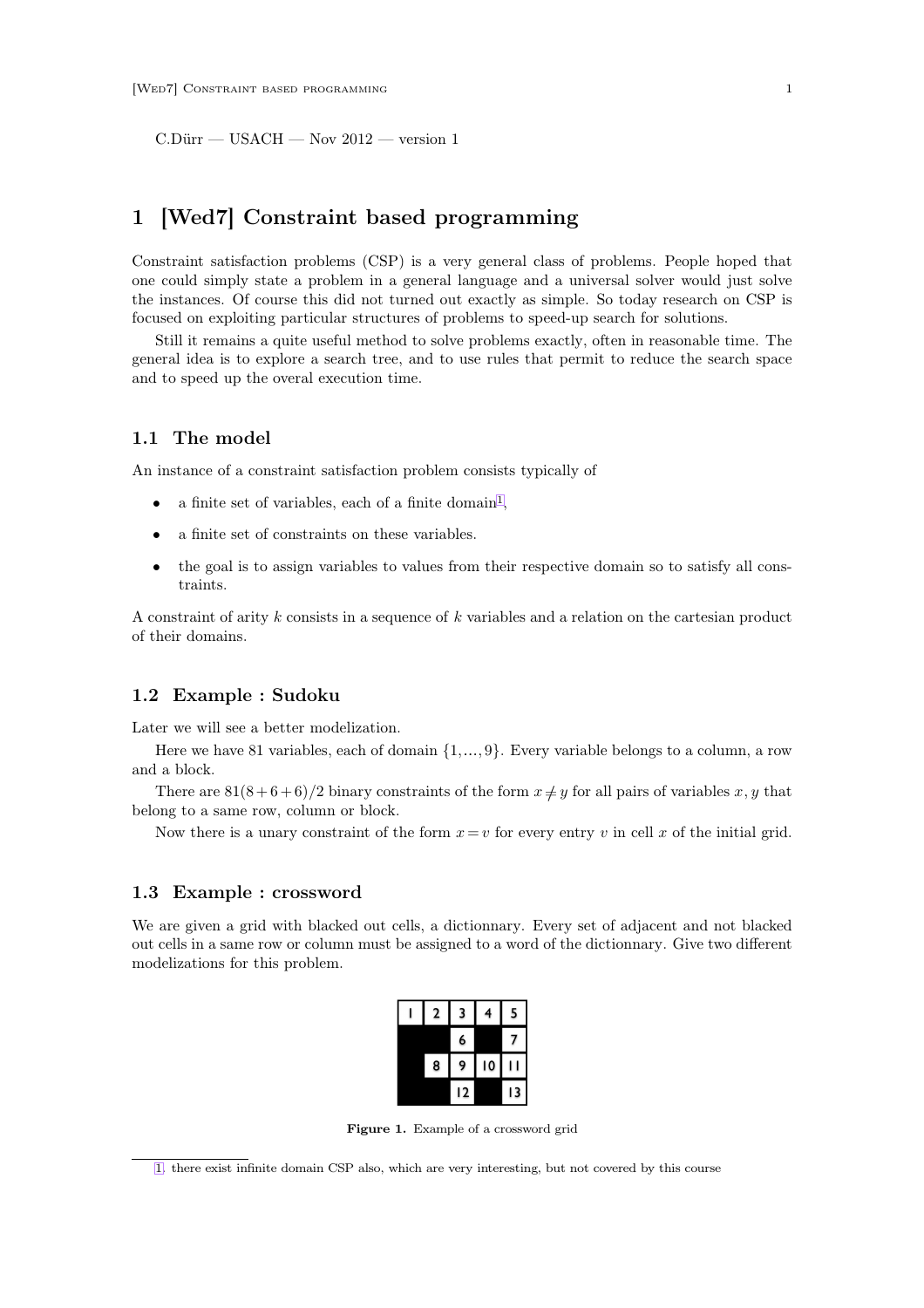C.Dürr — USACH — Nov 2012 — version 1

# 1 [Wed7] Constraint based programming

Constraint satisfaction problems (CSP) is a very general class of problems. People hoped that one could simply state a problem in a general language and a universal solver would just solve the instances. Of course this did not turned out exactly as simple. So today research on CSP is focused on exploiting particular structures of problems to speed-up search for solutions.

Still it remains a quite useful method to solve problems exactly, often in reasonable time. The general idea is to explore a search tree, and to use rules that permit to reduce the search space and to speed up the overal execution time.

## 1.1 The model

An instance of a constraint satisfaction problem consists typically of

- a finite set of variables, each of a finite domain[1],
- a finite set of constraints on these variables.
- the goal is to assign variables to values from their respective domain so to satisfy all constraints.

A constraint of arity $k$ consists in a sequence of $k$ variables and a relation on the cartesian product of their domains.

## 1.2 Example : Sudoku

Later we will see a better modelization.

Here we have 81 variables, each of domain $\{1,\ldots,9\}$. Every variable belongs to a column, a row and a block.

There are $81(8+6+6)/2$ binary constraints of the form $x \neq y$ for all pairs of variables $x, y$ that belong to a same row, column or block.

Now there is a unary constraint of the form $x = v$ for every entry $v$ in cell $x$ of the initial grid.

## 1.3 Example : crossword

We are given a grid with blacked out cells, a dictionnary. Every set of adjacent and not blacked out cells in a same row or column must be assigned to a word of the dictionnary. Give two different modelizations for this problem.

| 1 | 2 | 3 | 4 | 5 |
|---|---|---|---|---|
| ■ | ■ | 6 | ■ | 7 |
| ■ | 8 | 9 | 10 | 11 |
| ■ | ■ | 12 | ■ | 13 |

**Figure 1.** Example of a crossword grid

[1] there exist infinite domain CSP also, which are very interesting, but not covered by this course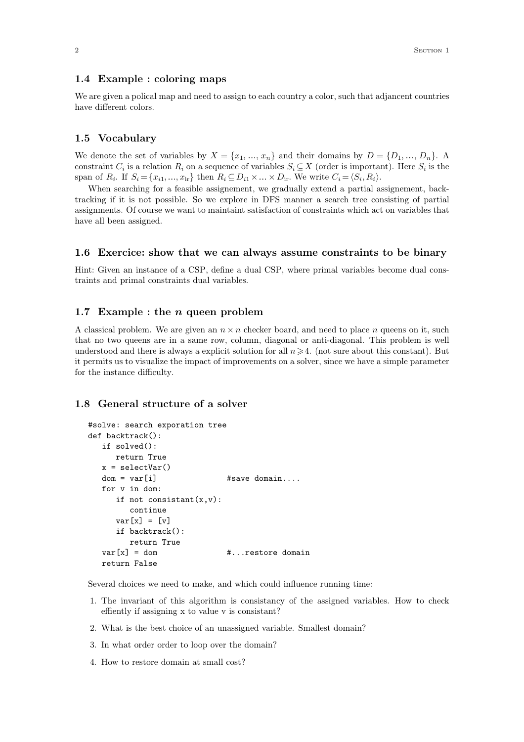### 1.4 Example : coloring maps

We are given a polical map and need to assign to each country a color, such that adjancent countries have different colors.

### 1.5 Vocabulary

We denote the set of variables by $X = \{x_1, ..., x_n\}$ and their domains by $D = \{D_1, ..., D_n\}$. A constraint $C_i$ is a relation $R_i$ on a sequence of variables $S_i \subseteq X$ (order is important). Here $S_i$ is the span of $R_i$. If $S_i = \{x_{i1}, ..., x_{ir}\}$ then $R_i \subseteq D_{i1} \times ... \times D_{ir}$. We write $C_i = \langle S_i, R_i \rangle$.

When searching for a feasible assignement, we gradually extend a partial assignement, backtracking if it is not possible. So we explore in DFS manner a search tree consisting of partial assignments. Of course we want to maintaint satisfaction of constraints which act on variables that have all been assigned.

### 1.6 Exercice: show that we can always assume constraints to be binary

Hint: Given an instance of a CSP, define a dual CSP, where primal variables become dual constraints and primal constraints dual variables.

### 1.7 Example : the $n$ queen problem

A classical problem. We are given an $n \times n$ checker board, and need to place $n$ queens on it, such that no two queens are in a same row, column, diagonal or anti-diagonal. This problem is well understood and there is always a explicit solution for all $n \geqslant 4$. (not sure about this constant). But it permits us to visualize the impact of improvements on a solver, since we have a simple parameter for the instance difficulty.

### 1.8 General structure of a solver

```
#solve: search exporation tree
def backtrack():
   if solved():
      return True
   x = selectVar()
   dom = var[i]                #save domain....
   for v in dom:
      if not consistant(x,v):
         continue
      var[x] = [v]
      if backtrack():
         return True
   var[x] = dom                #...restore domain
   return False
```

Several choices we need to make, and which could influence running time:

1. The invariant of this algorithm is consistancy of the assigned variables. How to check effiently if assigning x to value v is consistant?
2. What is the best choice of an unassigned variable. Smallest domain?
3. In what order order to loop over the domain?
4. How to restore domain at small cost?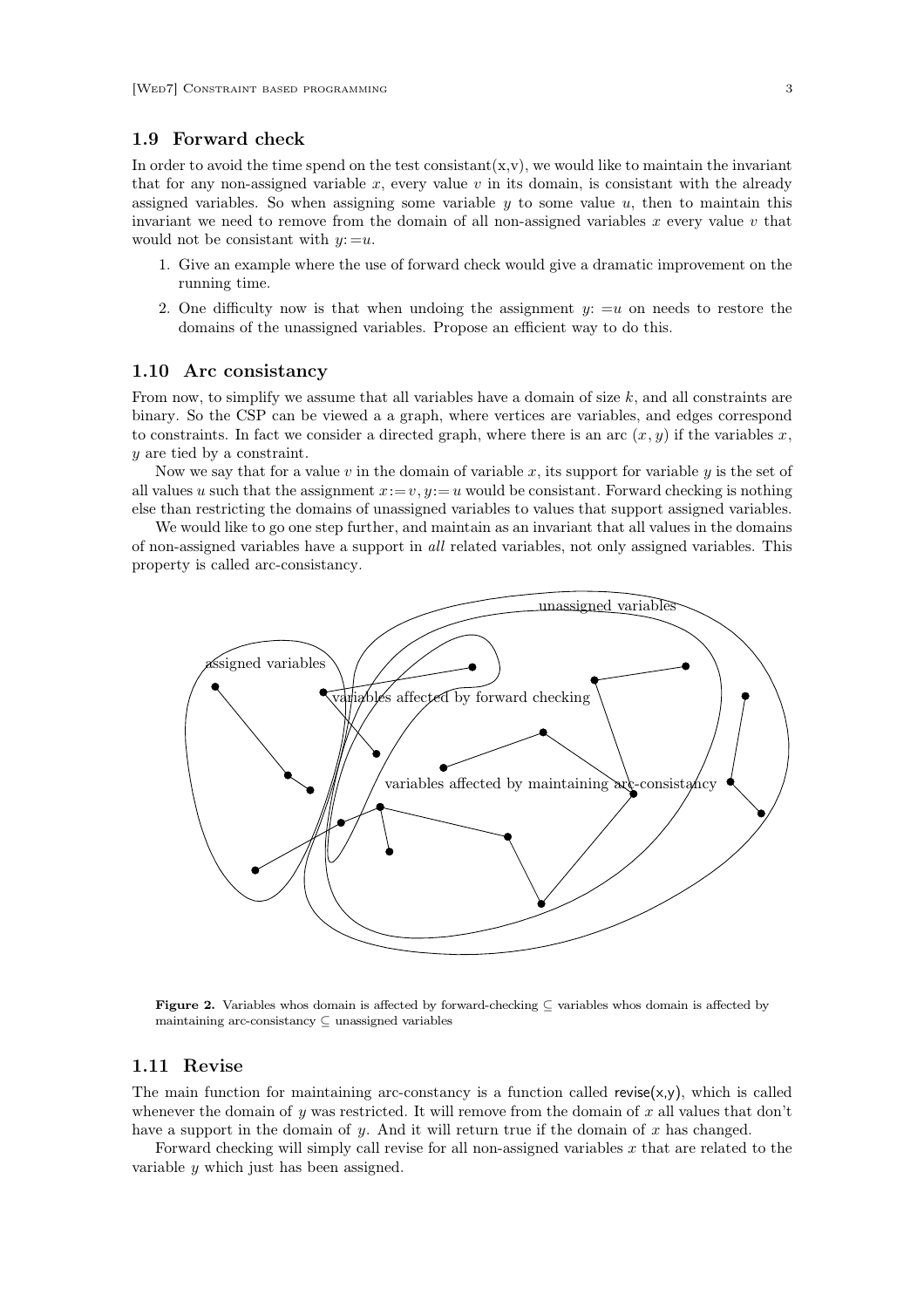## 1.9 Forward check

In order to avoid the time spend on the test consistant(x,v), we would like to maintain the invariant that for any non-assigned variable $x$, every value $v$ in its domain, is consistant with the already assigned variables. So when assigning some variable $y$ to some value $u$, then to maintain this invariant we need to remove from the domain of all non-assigned variables $x$ every value $v$ that would not be consistant with $y := u$.

1. Give an example where the use of forward check would give a dramatic improvement on the running time.
2. One difficulty now is that when undoing the assignment $y := u$ on needs to restore the domains of the unassigned variables. Propose an efficient way to do this.

## 1.10 Arc consistancy

From now, to simplify we assume that all variables have a domain of size $k$, and all constraints are binary. So the CSP can be viewed a a graph, where vertices are variables, and edges correspond to constraints. In fact we consider a directed graph, where there is an arc $(x, y)$ if the variables $x$, $y$ are tied by a constraint.

Now we say that for a value $v$ in the domain of variable $x$, its support for variable $y$ is the set of all values $u$ such that the assignment $x := v, y := u$ would be consistant. Forward checking is nothing else than restricting the domains of unassigned variables to values that support assigned variables.

We would like to go one step further, and maintain as an invariant that all values in the domains of non-assigned variables have a support in *all* related variables, not only assigned variables. This property is called arc-consistancy.

**Figure 2.** Variables whos domain is affected by forward-checking ⊆ variables whos domain is affected by maintaining arc-consistancy ⊆ unassigned variables

## 1.11 Revise

The main function for maintaining arc-constancy is a function called revise(x,y), which is called whenever the domain of $y$ was restricted. It will remove from the domain of $x$ all values that don't have a support in the domain of $y$. And it will return true if the domain of $x$ has changed.

Forward checking will simply call revise for all non-assigned variables $x$ that are related to the variable $y$ which just has been assigned.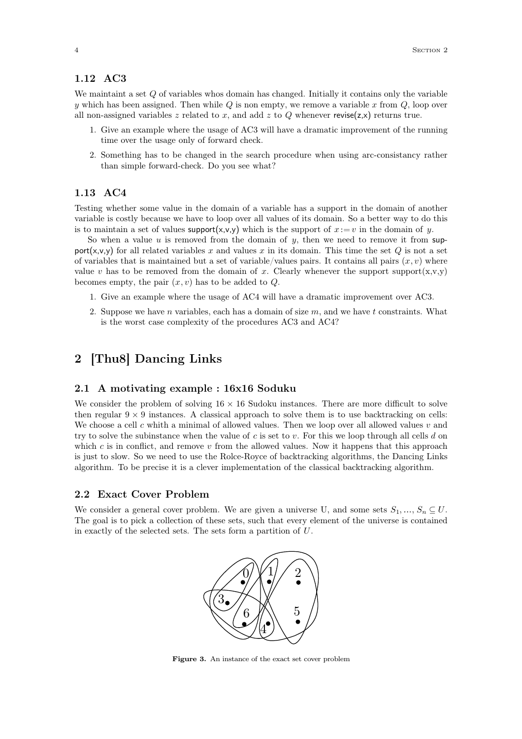### 1.12 AC3

We maintaint a set $Q$ of variables whos domain has changed. Initially it contains only the variable $y$ which has been assigned. Then while $Q$ is non empty, we remove a variable $x$ from $Q$, loop over all non-assigned variables $z$ related to $x$, and add $z$ to $Q$ whenever revise(z,x) returns true.

1. Give an example where the usage of AC3 will have a dramatic improvement of the running time over the usage only of forward check.
2. Something has to be changed in the search procedure when using arc-consistancy rather than simple forward-check. Do you see what?

### 1.13 AC4

Testing whether some value in the domain of a variable has a support in the domain of another variable is costly because we have to loop over all values of its domain. So a better way to do this is to maintain a set of values support(x,v,y) which is the support of $x := v$ in the domain of $y$.

So when a value $u$ is removed from the domain of $y$, then we need to remove it from support(x,v,y) for all related variables $x$ and values $x$ in its domain. This time the set $Q$ is not a set of variables that is maintained but a set of variable/values pairs. It contains all pairs $(x, v)$ where value $v$ has to be removed from the domain of $x$. Clearly whenever the support support(x,v,y) becomes empty, the pair $(x, v)$ has to be added to $Q$.

1. Give an example where the usage of AC4 will have a dramatic improvement over AC3.
2. Suppose we have $n$ variables, each has a domain of size $m$, and we have $t$ constraints. What is the worst case complexity of the procedures AC3 and AC4?

## 2 [Thu8] Dancing Links

### 2.1 A motivating example : 16x16 Soduku

We consider the problem of solving $16 \times 16$ Sudoku instances. There are more difficult to solve then regular $9 \times 9$ instances. A classical approach to solve them is to use backtracking on cells: We choose a cell $c$ whith a minimal of allowed values. Then we loop over all allowed values $v$ and try to solve the subinstance when the value of $c$ is set to $v$. For this we loop through all cells $d$ on which $c$ is in conflict, and remove $v$ from the allowed values. Now it happens that this approach is just to slow. So we need to use the Rolce-Royce of backtracking algorithms, the Dancing Links algorithm. To be precise it is a clever implementation of the classical backtracking algorithm.

### 2.2 Exact Cover Problem

We consider a general cover problem. We are given a universe U, and some sets $S_1, \ldots, S_n \subseteq U$. The goal is to pick a collection of these sets, such that every element of the universe is contained in exactly of the selected sets. The sets form a partition of $U$.

**Figure 3.** An instance of the exact set cover problem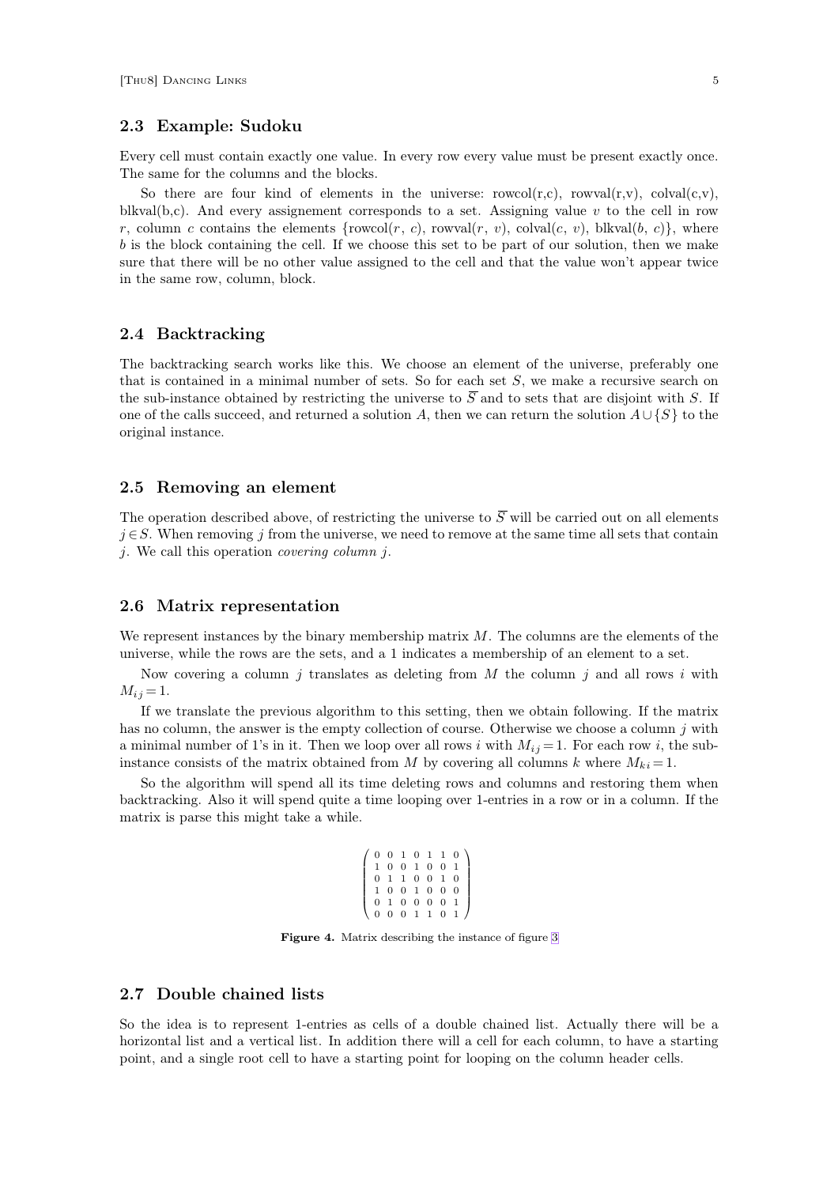### 2.3 Example: Sudoku

Every cell must contain exactly one value. In every row every value must be present exactly once. The same for the columns and the blocks.

So there are four kind of elements in the universe: rowcol(r,c), rowval(r,v), colval(c,v), blkval(b,c). And every assignement corresponds to a set. Assigning value $v$ to the cell in row $r$, column $c$ contains the elements $\{\text{rowcol}(r,\ c),\ \text{rowval}(r,\ v),\ \text{colval}(c,\ v),\ \text{blkval}(b,\ c)\}$, where $b$ is the block containing the cell. If we choose this set to be part of our solution, then we make sure that there will be no other value assigned to the cell and that the value won't appear twice in the same row, column, block.

### 2.4 Backtracking

The backtracking search works like this. We choose an element of the universe, preferably one that is contained in a minimal number of sets. So for each set $S$, we make a recursive search on the sub-instance obtained by restricting the universe to $\overline{S}$ and to sets that are disjoint with $S$. If one of the calls succeed, and returned a solution $A$, then we can return the solution $A \cup \{S\}$ to the original instance.

### 2.5 Removing an element

The operation described above, of restricting the universe to $\overline{S}$ will be carried out on all elements $j \in S$. When removing $j$ from the universe, we need to remove at the same time all sets that contain $j$. We call this operation *covering column* $j$.

### 2.6 Matrix representation

We represent instances by the binary membership matrix $M$. The columns are the elements of the universe, while the rows are the sets, and a 1 indicates a membership of an element to a set.

Now covering a column $j$ translates as deleting from $M$ the column $j$ and all rows $i$ with $M_{ij} = 1$.

If we translate the previous algorithm to this setting, then we obtain following. If the matrix has no column, the answer is the empty collection of course. Otherwise we choose a column $j$ with a minimal number of 1's in it. Then we loop over all rows $i$ with $M_{ij} = 1$. For each row $i$, the sub-instance consists of the matrix obtained from $M$ by covering all columns $k$ where $M_{ki} = 1$.

So the algorithm will spend all its time deleting rows and columns and restoring them when backtracking. Also it will spend quite a time looping over 1-entries in a row or in a column. If the matrix is parse this might take a while.

$$
\begin{pmatrix}
0 & 0 & 1 & 0 & 1 & 1 & 0 \\
1 & 0 & 0 & 1 & 0 & 0 & 1 \\
0 & 1 & 1 & 0 & 0 & 1 & 0 \\
1 & 0 & 0 & 1 & 0 & 0 & 0 \\
0 & 1 & 0 & 0 & 0 & 0 & 1 \\
0 & 0 & 0 & 1 & 1 & 0 & 1
\end{pmatrix}
$$

**Figure 4.** Matrix describing the instance of figure 3

### 2.7 Double chained lists

So the idea is to represent 1-entries as cells of a double chained list. Actually there will be a horizontal list and a vertical list. In addition there will a cell for each column, to have a starting point, and a single root cell to have a starting point for looping on the column header cells.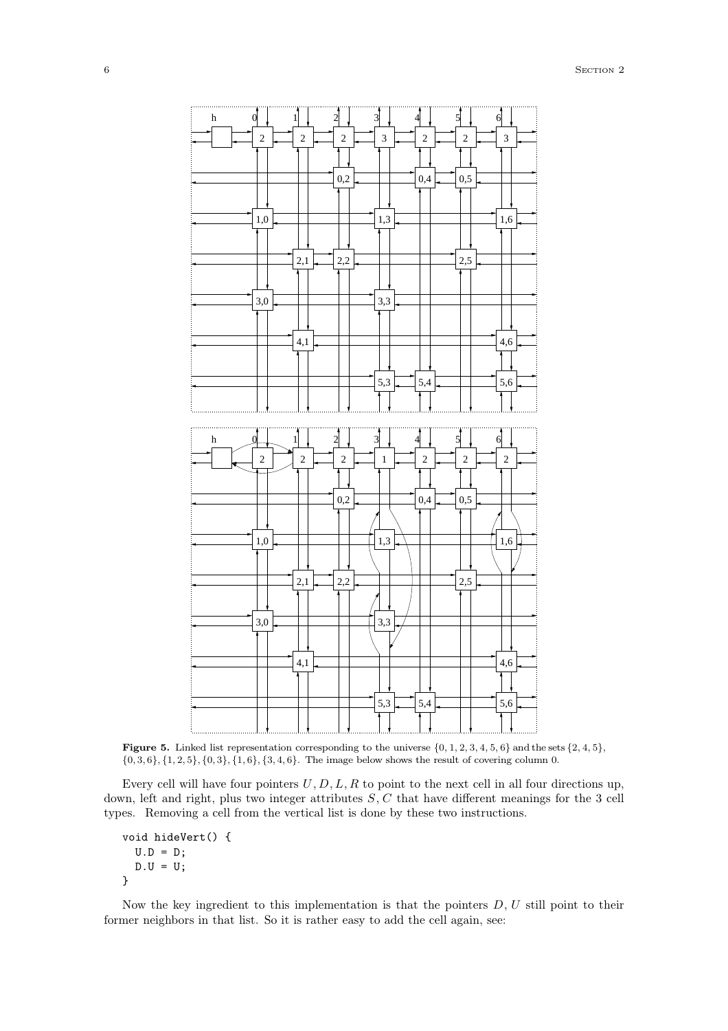**Figure 5.** Linked list representation corresponding to the universe $\{0,1,2,3,4,5,6\}$ and the sets $\{2,4,5\}$, $\{0,3,6\}, \{1,2,5\}, \{0,3\}, \{1,6\}, \{3,4,6\}$. The image below shows the result of covering column 0.

Every cell will have four pointers $U, D, L, R$ to point to the next cell in all four directions up, down, left and right, plus two integer attributes $S, C$ that have different meanings for the 3 cell types. Removing a cell from the vertical list is done by these two instructions.

```
void hideVert() {
  U.D = D;
  D.U = U;
}
```

Now the key ingredient to this implementation is that the pointers $D, U$ still point to their former neighbors in that list. So it is rather easy to add the cell again, see: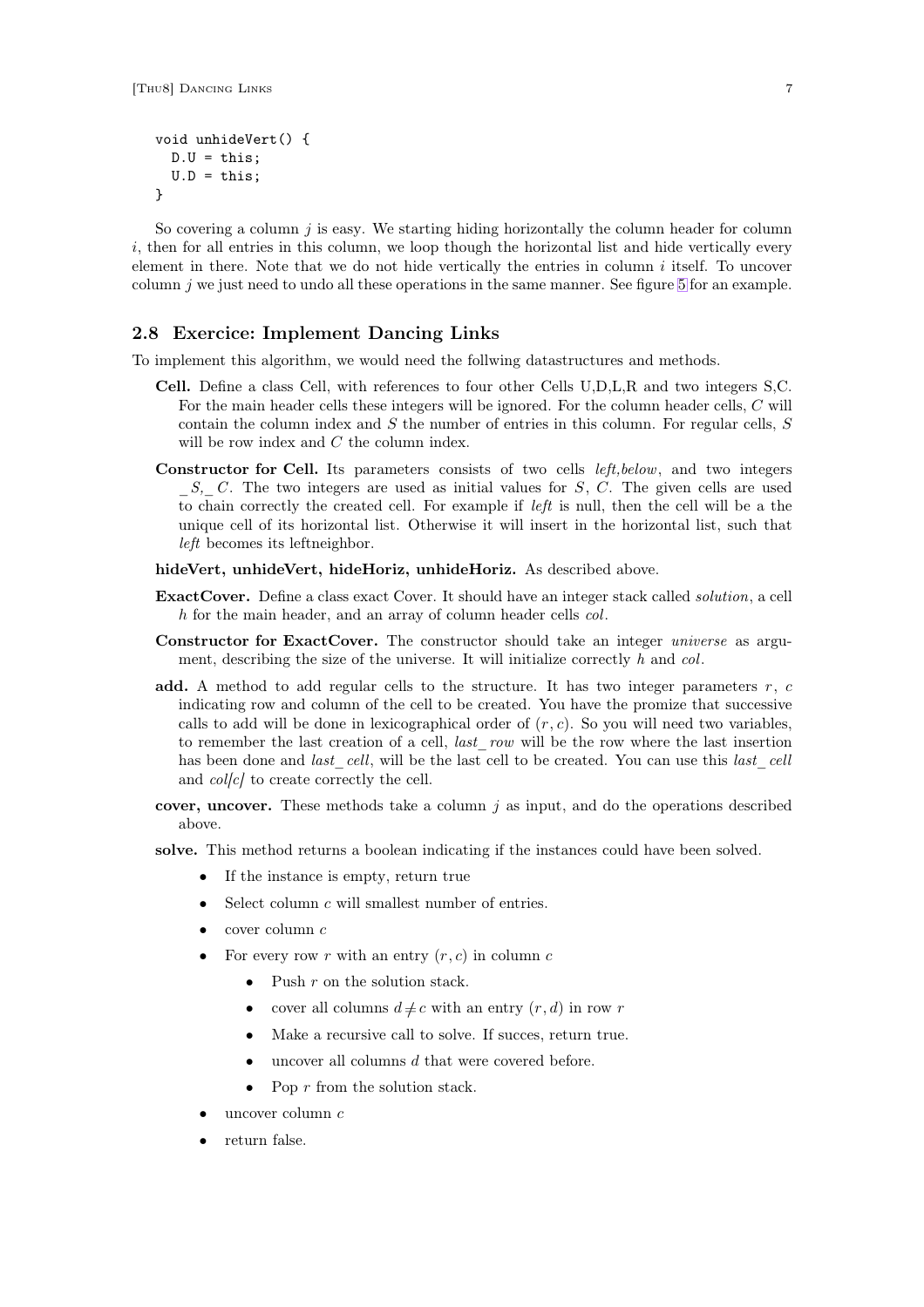```
void unhideVert() {
  D.U = this;
  U.D = this;
}
```

So covering a column $j$ is easy. We starting hiding horizontally the column header for column $i$, then for all entries in this column, we loop though the horizontal list and hide vertically every element in there. Note that we do not hide vertically the entries in column $i$ itself. To uncover column $j$ we just need to undo all these operations in the same manner. See figure 5 for an example.

## 2.8 Exercice: Implement Dancing Links

To implement this algorithm, we would need the follwing datastructures and methods.

**Cell.** Define a class Cell, with references to four other Cells U,D,L,R and two integers S,C. For the main header cells these integers will be ignored. For the column header cells, $C$ will contain the column index and $S$ the number of entries in this column. For regular cells, $S$ will be row index and $C$ the column index.

**Constructor for Cell.** Its parameters consists of two cells *left*,*below*, and two integers $\_S$, $\_C$. The two integers are used as initial values for $S$, $C$. The given cells are used to chain correctly the created cell. For example if *left* is null, then the cell will be a the unique cell of its horizontal list. Otherwise it will insert in the horizontal list, such that *left* becomes its leftneighbor.

**hideVert, unhideVert, hideHoriz, unhideHoriz.** As described above.

**ExactCover.** Define a class exact Cover. It should have an integer stack called *solution*, a cell $h$ for the main header, and an array of column header cells *col*.

**Constructor for ExactCover.** The constructor should take an integer *universe* as argument, describing the size of the universe. It will initialize correctly $h$ and *col*.

**add.** A method to add regular cells to the structure. It has two integer parameters $r$, $c$ indicating row and column of the cell to be created. You have the promize that successive calls to add will be done in lexicographical order of $(r, c)$. So you will need two variables, to remember the last creation of a cell, *last_row* will be the row where the last insertion has been done and *last_cell*, will be the last cell to be created. You can use this *last_cell* and *col[c]* to create correctly the cell.

**cover, uncover.** These methods take a column $j$ as input, and do the operations described above.

**solve.** This method returns a boolean indicating if the instances could have been solved.

- If the instance is empty, return true
- Select column $c$ will smallest number of entries.
- cover column $c$
- For every row $r$ with an entry $(r, c)$ in column $c$
  - Push $r$ on the solution stack.
  - cover all columns $d \neq c$ with an entry $(r, d)$ in row $r$
  - Make a recursive call to solve. If succes, return true.
  - uncover all columns $d$ that were covered before.
  - Pop $r$ from the solution stack.
- uncover column $c$
- return false.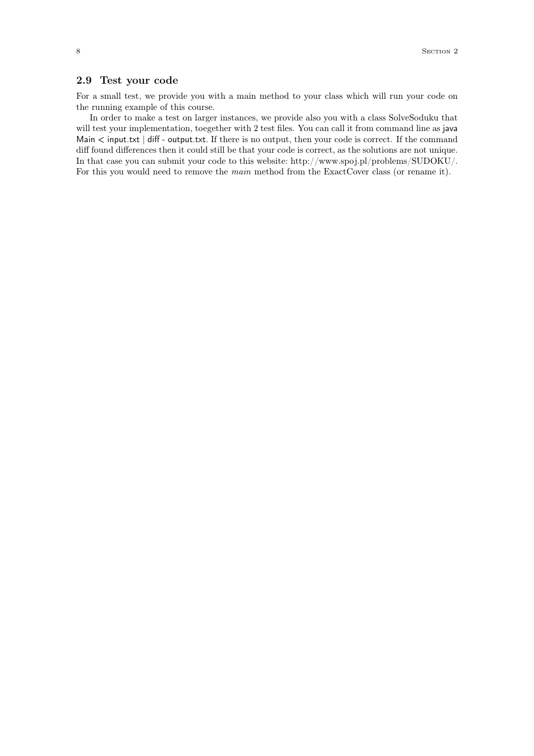### 2.9 Test your code

For a small test, we provide you with a main method to your class which will run your code on the running example of this course.

In order to make a test on larger instances, we provide also you with a class SolveSoduku that will test your implementation, toegether with 2 test files. You can call it from command line as `java Main < input.txt | diff - output.txt`. If there is no output, then your code is correct. If the command diff found differences then it could still be that your code is correct, as the solutions are not unique. In that case you can submit your code to this website: http://www.spoj.pl/problems/SUDOKU/. For this you would need to remove the *main* method from the ExactCover class (or rename it).